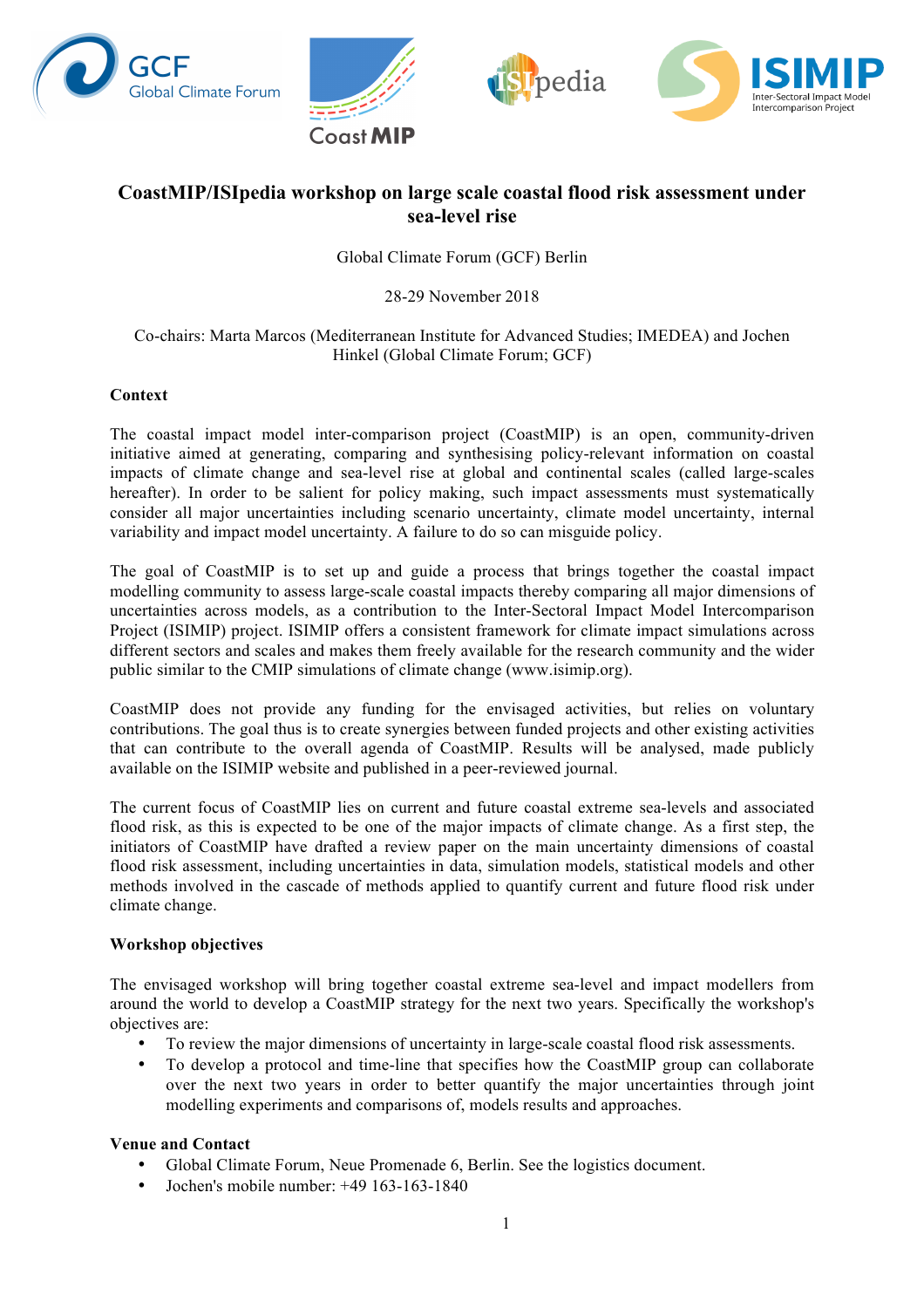# CoastMIP/ISIpedia workshop on large scale coastal flood risk assessment under sea-level rise

Global Climate Forum (GCF) Berlin

28-29 November 2018

Co-chairs: Marta Marcos (Mediterranean Institute for Advanced Studies; IMEDEA) and Jochen Hinkel (Global Climate Forum; GCF)

## Context

The coastal impact model inter-comparison project (CoastMIP) is an open, community-driven initiative aimed at generating, comparing and synthesising policy-relevant information on coastal impacts of climate change and sea-level rise at global and continental scales (called large-scales hereafter). In order to be salient for policy making, such impact assessments must systematically consider all major uncertainties including scenario uncertainty, climate model uncertainty, internal variability and impact model uncertainty. A failure to do so can misguide policy.

The goal of CoastMIP is to set up and guide a process that brings together the coastal impact modelling community to assess large-scale coastal impacts thereby comparing all major dimensions of uncertainties across models, as a contribution to the Inter-Sectoral Impact Model Intercomparison Project (ISIMIP) project. ISIMIP offers a consistent framework for climate impact simulations across different sectors and scales and makes them freely available for the research community and the wider public similar to the CMIP simulations of climate change (www.isimip.org).

CoastMIP does not provide any funding for the envisaged activities, but relies on voluntary contributions. The goal thus is to create synergies between funded projects and other existing activities that can contribute to the overall agenda of CoastMIP. Results will be analysed, made publicly available on the ISIMIP website and published in a peer-reviewed journal.

The current focus of CoastMIP lies on current and future coastal extreme sea-levels and associated flood risk, as this is expected to be one of the major impacts of climate change. As a first step, the initiators of CoastMIP have drafted a review paper on the main uncertainty dimensions of coastal flood risk assessment, including uncertainties in data, simulation models, statistical models and other methods involved in the cascade of methods applied to quantify current and future flood risk under climate change.

## Workshop objectives

The envisaged workshop will bring together coastal extreme sea-level and impact modellers from around the world to develop a CoastMIP strategy for the next two years. Specifically the workshop's objectives are:

- To review the major dimensions of uncertainty in large-scale coastal flood risk assessments.
- To develop a protocol and time-line that specifies how the CoastMIP group can collaborate over the next two years in order to better quantify the major uncertainties through joint modelling experiments and comparisons of, models results and approaches.

## Venue and Contact

- Global Climate Forum, Neue Promenade 6, Berlin. See the logistics document.
- Jochen's mobile number: +49 163-163-1840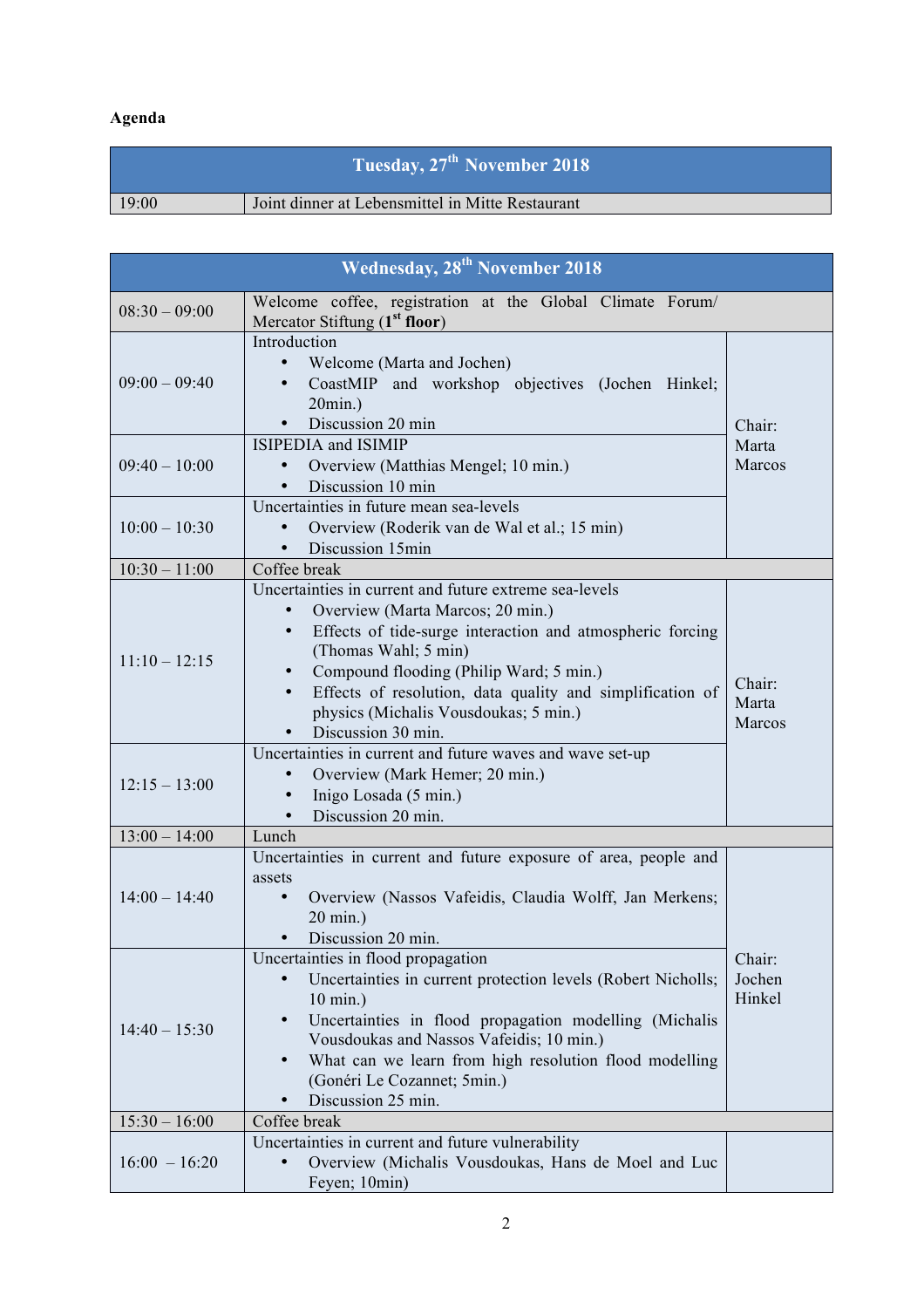**Agenda**

| Tuesday, 27th November 2018 | |
|---|---|
| 19:00 | Joint dinner at Lebensmittel in Mitte Restaurant |

| Wednesday, 28th November 2018 | | |
|---|---|---|
| 08:30 – 09:00 | Welcome coffee, registration at the Global Climate Forum/ Mercator Stiftung (1st **floor**) | |
| 09:00 – 09:40 | Introduction<br>• Welcome (Marta and Jochen)<br>• CoastMIP and workshop objectives (Jochen Hinkel; 20min.)<br>• Discussion 20 min | Chair: Marta Marcos |
| 09:40 – 10:00 | ISIPEDIA and ISIMIP<br>• Overview (Matthias Mengel; 10 min.)<br>• Discussion 10 min | |
| 10:00 – 10:30 | Uncertainties in future mean sea-levels<br>• Overview (Roderik van de Wal et al.; 15 min)<br>• Discussion 15min | |
| 10:30 – 11:00 | Coffee break | |
| 11:10 – 12:15 | Uncertainties in current and future extreme sea-levels<br>• Overview (Marta Marcos; 20 min.)<br>• Effects of tide-surge interaction and atmospheric forcing (Thomas Wahl; 5 min)<br>• Compound flooding (Philip Ward; 5 min.)<br>• Effects of resolution, data quality and simplification of physics (Michalis Vousdoukas; 5 min.)<br>• Discussion 30 min. | Chair: Marta Marcos |
| 12:15 – 13:00 | Uncertainties in current and future waves and wave set-up<br>• Overview (Mark Hemer; 20 min.)<br>• Inigo Losada (5 min.)<br>• Discussion 20 min. | |
| 13:00 – 14:00 | Lunch | |
| 14:00 – 14:40 | Uncertainties in current and future exposure of area, people and assets<br>• Overview (Nassos Vafeidis, Claudia Wolff, Jan Merkens; 20 min.)<br>• Discussion 20 min. | Chair: Jochen Hinkel |
| 14:40 – 15:30 | Uncertainties in flood propagation<br>• Uncertainties in current protection levels (Robert Nicholls; 10 min.)<br>• Uncertainties in flood propagation modelling (Michalis Vousdoukas and Nassos Vafeidis; 10 min.)<br>• What can we learn from high resolution flood modelling (Gonéri Le Cozannet; 5min.)<br>• Discussion 25 min. | |
| 15:30 – 16:00 | Coffee break | |
| 16:00 – 16:20 | Uncertainties in current and future vulnerability<br>• Overview (Michalis Vousdoukas, Hans de Moel and Luc Feyen; 10min) | |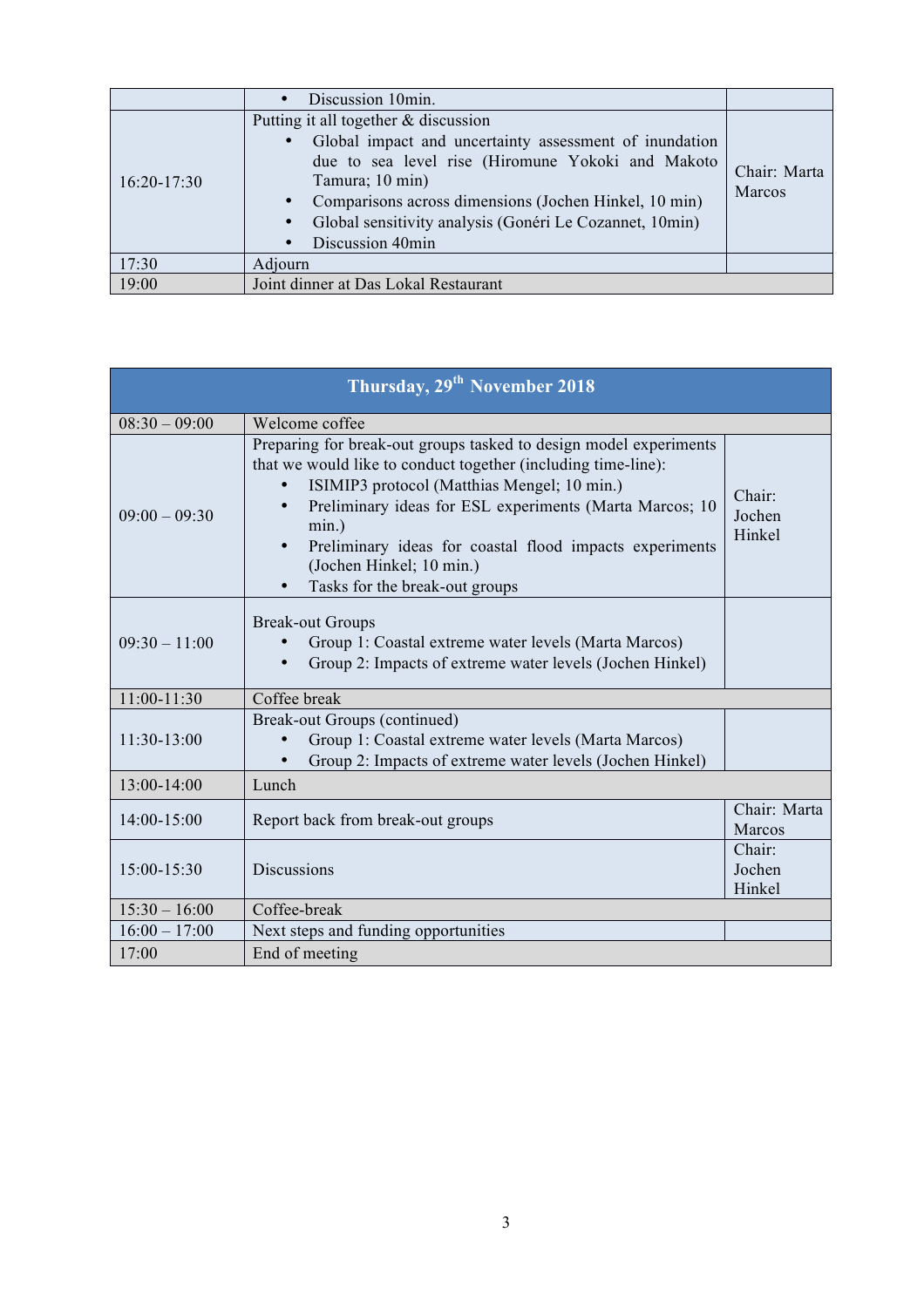| | | |
|---|---|---|
| | • Discussion 10min. | |
| 16:20-17:30 | Putting it all together & discussion<br>• Global impact and uncertainty assessment of inundation due to sea level rise (Hiromune Yokoki and Makoto Tamura; 10 min)<br>• Comparisons across dimensions (Jochen Hinkel, 10 min)<br>• Global sensitivity analysis (Gonéri Le Cozannet, 10min)<br>• Discussion 40min | Chair: Marta Marcos |
| 17:30 | Adjourn | |
| 19:00 | Joint dinner at Das Lokal Restaurant | |

| Thursday, 29th November 2018 | | |
|---|---|---|
| 08:30 – 09:00 | Welcome coffee | |
| 09:00 – 09:30 | Preparing for break-out groups tasked to design model experiments that we would like to conduct together (including time-line):<br>• ISIMIP3 protocol (Matthias Mengel; 10 min.)<br>• Preliminary ideas for ESL experiments (Marta Marcos; 10 min.)<br>• Preliminary ideas for coastal flood impacts experiments (Jochen Hinkel; 10 min.)<br>• Tasks for the break-out groups | Chair: Jochen Hinkel |
| 09:30 – 11:00 | Break-out Groups<br>• Group 1: Coastal extreme water levels (Marta Marcos)<br>• Group 2: Impacts of extreme water levels (Jochen Hinkel) | |
| 11:00-11:30 | Coffee break | |
| 11:30-13:00 | Break-out Groups (continued)<br>• Group 1: Coastal extreme water levels (Marta Marcos)<br>• Group 2: Impacts of extreme water levels (Jochen Hinkel) | |
| 13:00-14:00 | Lunch | |
| 14:00-15:00 | Report back from break-out groups | Chair: Marta Marcos |
| 15:00-15:30 | Discussions | Chair: Jochen Hinkel |
| 15:30 – 16:00 | Coffee-break | |
| 16:00 – 17:00 | Next steps and funding opportunities | |
| 17:00 | End of meeting | |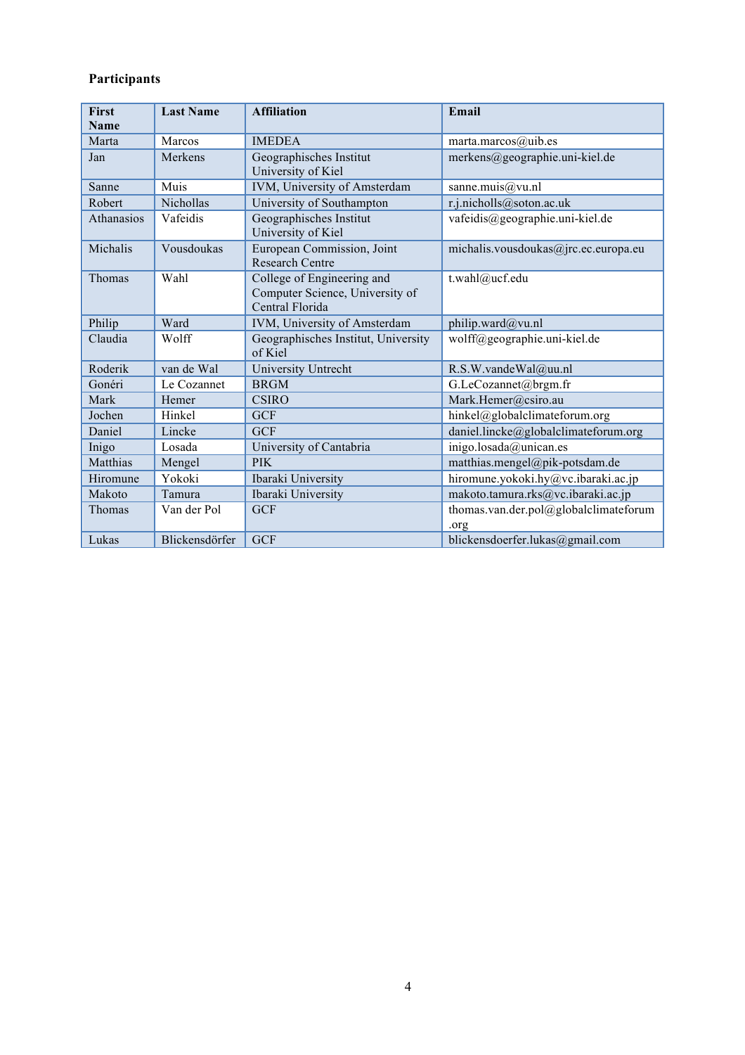**Participants**

| First Name | Last Name | Affiliation | Email |
|---|---|---|---|
| Marta | Marcos | IMEDEA | marta.marcos@uib.es |
| Jan | Merkens | Geographisches Institut University of Kiel | merkens@geographie.uni-kiel.de |
| Sanne | Muis | IVM, University of Amsterdam | sanne.muis@vu.nl |
| Robert | Nichollas | University of Southampton | r.j.nicholls@soton.ac.uk |
| Athanasios | Vafeidis | Geographisches Institut University of Kiel | vafeidis@geographie.uni-kiel.de |
| Michalis | Vousdoukas | European Commission, Joint Research Centre | michalis.vousdoukas@jrc.ec.europa.eu |
| Thomas | Wahl | College of Engineering and Computer Science, University of Central Florida | t.wahl@ucf.edu |
| Philip | Ward | IVM, University of Amsterdam | philip.ward@vu.nl |
| Claudia | Wolff | Geographisches Institut, University of Kiel | wolff@geographie.uni-kiel.de |
| Roderik | van de Wal | University Untrecht | R.S.W.vandeWal@uu.nl |
| Gonéri | Le Cozannet | BRGM | G.LeCozannet@brgm.fr |
| Mark | Hemer | CSIRO | Mark.Hemer@csiro.au |
| Jochen | Hinkel | GCF | hinkel@globalclimateforum.org |
| Daniel | Lincke | GCF | daniel.lincke@globalclimateforum.org |
| Inigo | Losada | University of Cantabria | inigo.losada@unican.es |
| Matthias | Mengel | PIK | matthias.mengel@pik-potsdam.de |
| Hiromune | Yokoki | Ibaraki University | hiromune.yokoki.hy@vc.ibaraki.ac.jp |
| Makoto | Tamura | Ibaraki University | makoto.tamura.rks@vc.ibaraki.ac.jp |
| Thomas | Van der Pol | GCF | thomas.van.der.pol@globalclimateforum.org |
| Lukas | Blickensdörfer | GCF | blickensdoerfer.lukas@gmail.com |